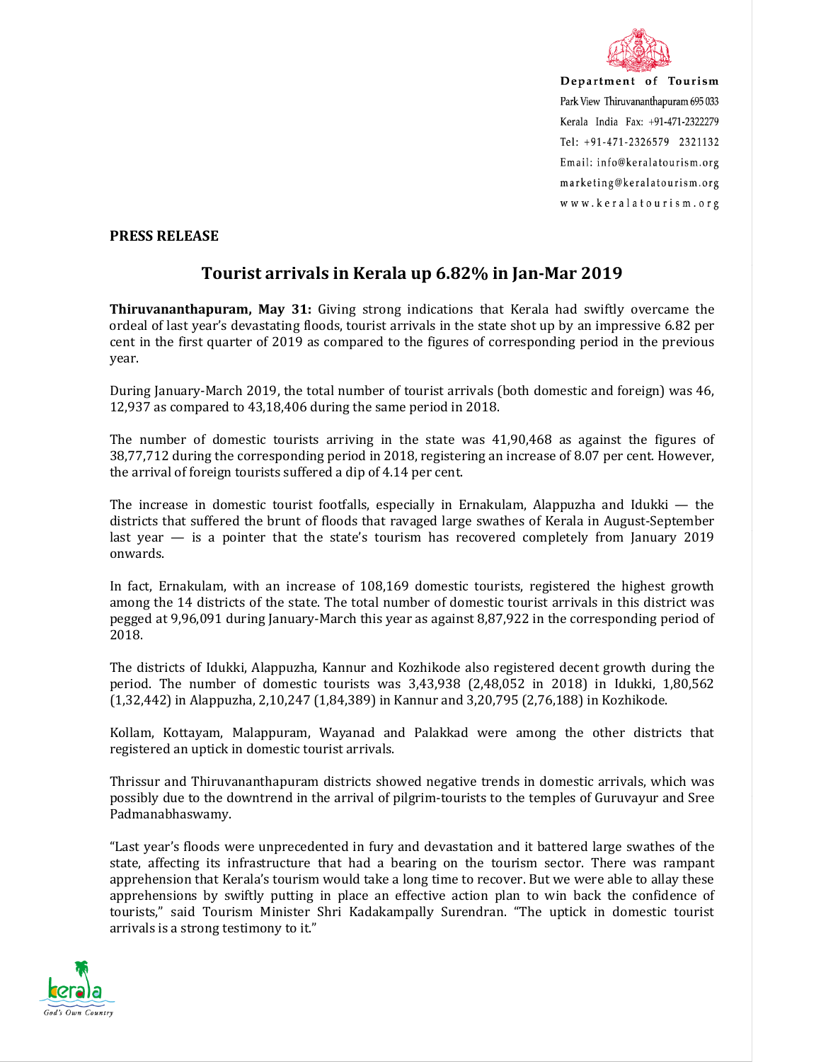Department of Tourism
Park View Thiruvananthapuram 695 033
Kerala India Fax: +91-471-2322279
Tel: +91-471-2326579 2321132
Email: info@keralatourism.org
marketing@keralatourism.org
www.keralatourism.org

**PRESS RELEASE**

## Tourist arrivals in Kerala up 6.82% in Jan-Mar 2019

**Thiruvananthapuram, May 31:** Giving strong indications that Kerala had swiftly overcame the ordeal of last year's devastating floods, tourist arrivals in the state shot up by an impressive 6.82 per cent in the first quarter of 2019 as compared to the figures of corresponding period in the previous year.

During January-March 2019, the total number of tourist arrivals (both domestic and foreign) was 46, 12,937 as compared to 43,18,406 during the same period in 2018.

The number of domestic tourists arriving in the state was 41,90,468 as against the figures of 38,77,712 during the corresponding period in 2018, registering an increase of 8.07 per cent. However, the arrival of foreign tourists suffered a dip of 4.14 per cent.

The increase in domestic tourist footfalls, especially in Ernakulam, Alappuzha and Idukki — the districts that suffered the brunt of floods that ravaged large swathes of Kerala in August-September last year — is a pointer that the state's tourism has recovered completely from January 2019 onwards.

In fact, Ernakulam, with an increase of 108,169 domestic tourists, registered the highest growth among the 14 districts of the state. The total number of domestic tourist arrivals in this district was pegged at 9,96,091 during January-March this year as against 8,87,922 in the corresponding period of 2018.

The districts of Idukki, Alappuzha, Kannur and Kozhikode also registered decent growth during the period. The number of domestic tourists was 3,43,938 (2,48,052 in 2018) in Idukki, 1,80,562 (1,32,442) in Alappuzha, 2,10,247 (1,84,389) in Kannur and 3,20,795 (2,76,188) in Kozhikode.

Kollam, Kottayam, Malappuram, Wayanad and Palakkad were among the other districts that registered an uptick in domestic tourist arrivals.

Thrissur and Thiruvananthapuram districts showed negative trends in domestic arrivals, which was possibly due to the downtrend in the arrival of pilgrim-tourists to the temples of Guruvayur and Sree Padmanabhaswamy.

"Last year's floods were unprecedented in fury and devastation and it battered large swathes of the state, affecting its infrastructure that had a bearing on the tourism sector. There was rampant apprehension that Kerala's tourism would take a long time to recover. But we were able to allay these apprehensions by swiftly putting in place an effective action plan to win back the confidence of tourists," said Tourism Minister Shri Kadakampally Surendran. "The uptick in domestic tourist arrivals is a strong testimony to it."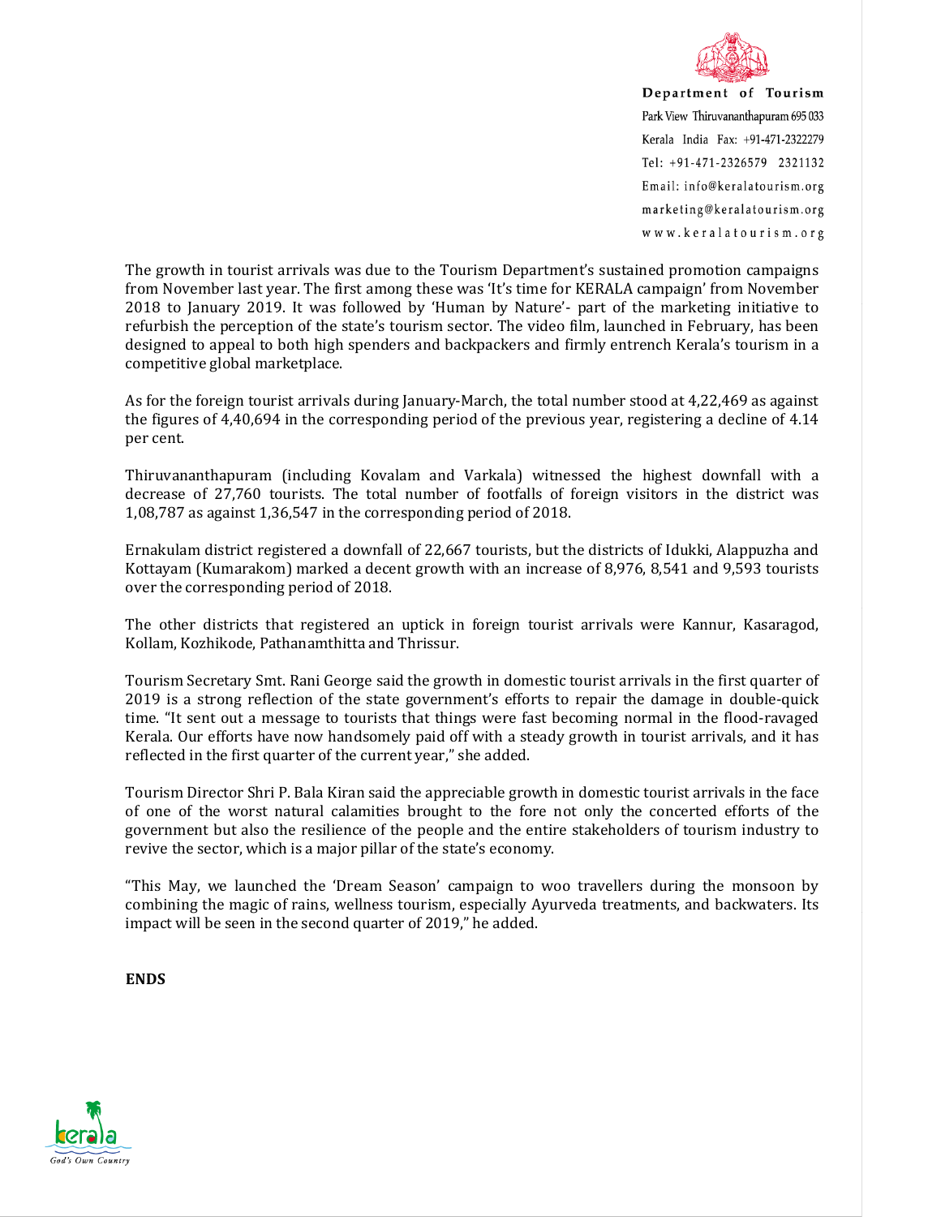Department of Tourism
Park View Thiruvananthapuram 695 033
Kerala India Fax: +91-471-2322279
Tel: +91-471-2326579 2321132
Email: info@keralatourism.org
marketing@keralatourism.org
www.keralatourism.org

The growth in tourist arrivals was due to the Tourism Department's sustained promotion campaigns from November last year. The first among these was 'It's time for KERALA campaign' from November 2018 to January 2019. It was followed by 'Human by Nature'- part of the marketing initiative to refurbish the perception of the state's tourism sector. The video film, launched in February, has been designed to appeal to both high spenders and backpackers and firmly entrench Kerala's tourism in a competitive global marketplace.

As for the foreign tourist arrivals during January-March, the total number stood at 4,22,469 as against the figures of 4,40,694 in the corresponding period of the previous year, registering a decline of 4.14 per cent.

Thiruvananthapuram (including Kovalam and Varkala) witnessed the highest downfall with a decrease of 27,760 tourists. The total number of footfalls of foreign visitors in the district was 1,08,787 as against 1,36,547 in the corresponding period of 2018.

Ernakulam district registered a downfall of 22,667 tourists, but the districts of Idukki, Alappuzha and Kottayam (Kumarakom) marked a decent growth with an increase of 8,976, 8,541 and 9,593 tourists over the corresponding period of 2018.

The other districts that registered an uptick in foreign tourist arrivals were Kannur, Kasaragod, Kollam, Kozhikode, Pathanamthitta and Thrissur.

Tourism Secretary Smt. Rani George said the growth in domestic tourist arrivals in the first quarter of 2019 is a strong reflection of the state government's efforts to repair the damage in double-quick time. "It sent out a message to tourists that things were fast becoming normal in the flood-ravaged Kerala. Our efforts have now handsomely paid off with a steady growth in tourist arrivals, and it has reflected in the first quarter of the current year," she added.

Tourism Director Shri P. Bala Kiran said the appreciable growth in domestic tourist arrivals in the face of one of the worst natural calamities brought to the fore not only the concerted efforts of the government but also the resilience of the people and the entire stakeholders of tourism industry to revive the sector, which is a major pillar of the state's economy.

"This May, we launched the 'Dream Season' campaign to woo travellers during the monsoon by combining the magic of rains, wellness tourism, especially Ayurveda treatments, and backwaters. Its impact will be seen in the second quarter of 2019," he added.

**ENDS**

kerala
God's Own Country